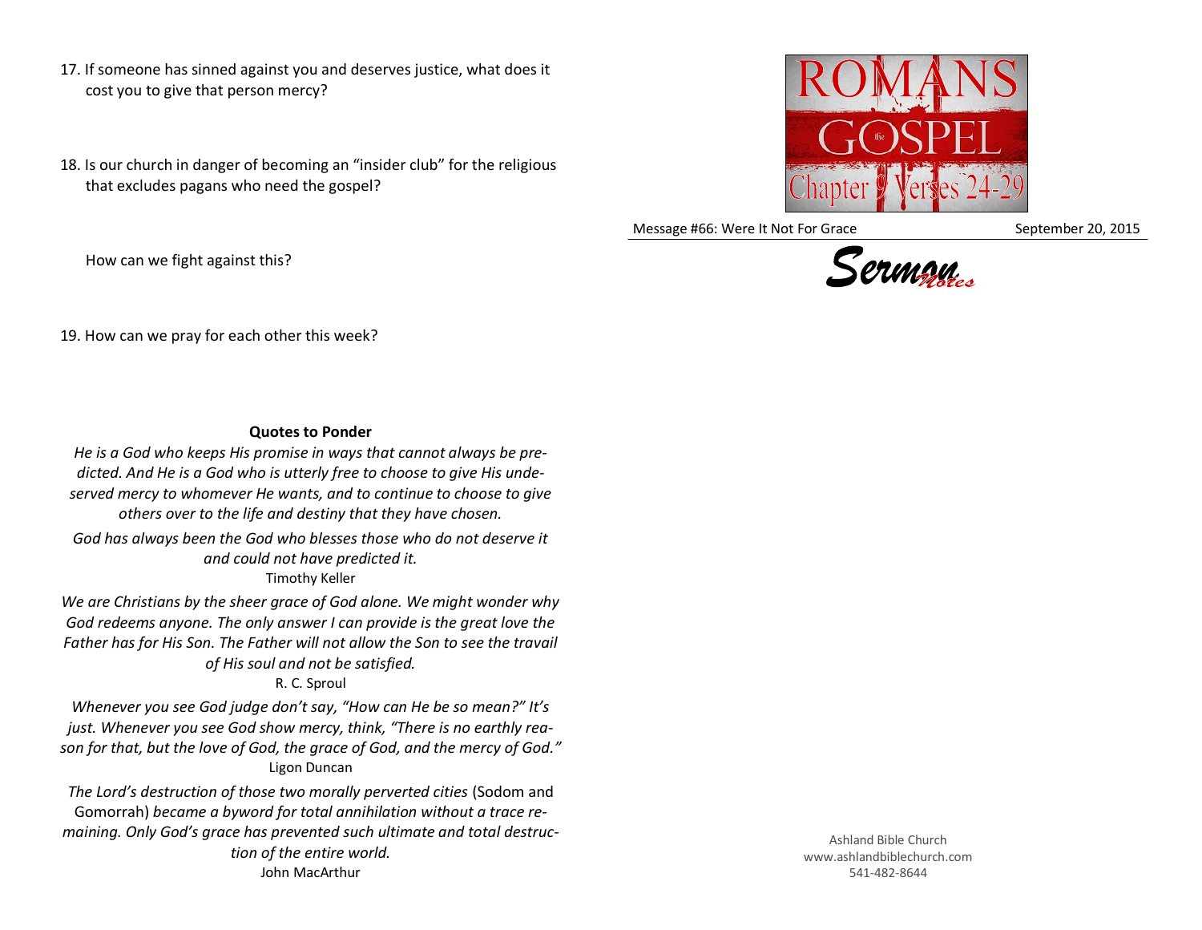17. If someone has sinned against you and deserves justice, what does it cost you to give that person mercy?

18. Is our church in danger of becoming an "insider club" for the religious that excludes pagans who need the gospel?

    How can we fight against this?

19. How can we pray for each other this week?

### Quotes to Ponder

*He is a God who keeps His promise in ways that cannot always be predicted. And He is a God who is utterly free to choose to give His undeserved mercy to whomever He wants, and to continue to choose to give others over to the life and destiny that they have chosen.*

*God has always been the God who blesses those who do not deserve it and could not have predicted it.*
Timothy Keller

*We are Christians by the sheer grace of God alone. We might wonder why God redeems anyone. The only answer I can provide is the great love the Father has for His Son. The Father will not allow the Son to see the travail of His soul and not be satisfied.*
R. C. Sproul

*Whenever you see God judge don't say, "How can He be so mean?" It's just. Whenever you see God show mercy, think, "There is no earthly reason for that, but the love of God, the grace of God, and the mercy of God."*
Ligon Duncan

*The Lord's destruction of those two morally perverted cities* (Sodom and Gomorrah) *became a byword for total annihilation without a trace remaining. Only God's grace has prevented such ultimate and total destruction of the entire world.*
John MacArthur

# ROMANS the GOSPEL
## Chapter 9 Verses 24-29

Message #66: Were It Not For Grace — September 20, 2015

**Sermon Notes**

Ashland Bible Church
www.ashlandbiblechurch.com
541-482-8644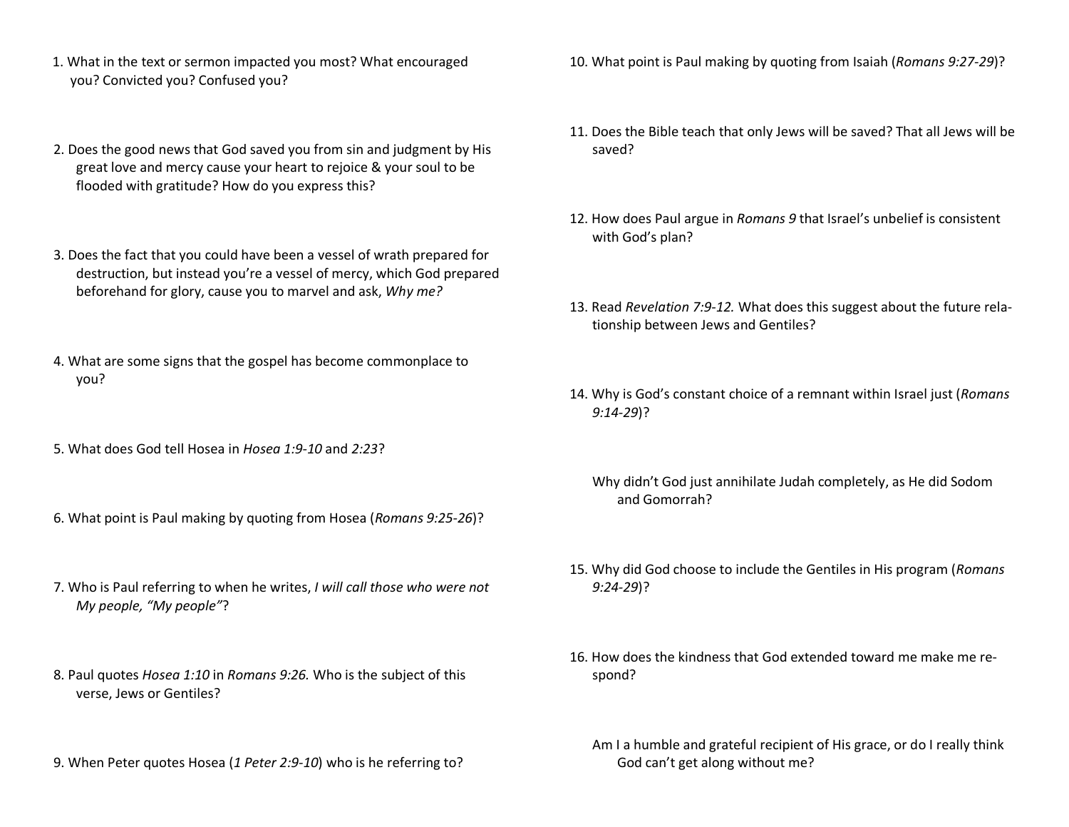1. What in the text or sermon impacted you most? What encouraged you? Convicted you? Confused you?

2. Does the good news that God saved you from sin and judgment by His great love and mercy cause your heart to rejoice & your soul to be flooded with gratitude? How do you express this?

3. Does the fact that you could have been a vessel of wrath prepared for destruction, but instead you're a vessel of mercy, which God prepared beforehand for glory, cause you to marvel and ask, *Why me?*

4. What are some signs that the gospel has become commonplace to you?

5. What does God tell Hosea in *Hosea 1:9-10* and *2:23*?

6. What point is Paul making by quoting from Hosea (*Romans 9:25-26*)?

7. Who is Paul referring to when he writes, *I will call those who were not My people, "My people"*?

8. Paul quotes *Hosea 1:10* in *Romans 9:26.* Who is the subject of this verse, Jews or Gentiles?

9. When Peter quotes Hosea (*1 Peter 2:9-10*) who is he referring to?

10. What point is Paul making by quoting from Isaiah (*Romans 9:27-29*)?

11. Does the Bible teach that only Jews will be saved? That all Jews will be saved?

12. How does Paul argue in *Romans 9* that Israel's unbelief is consistent with God's plan?

13. Read *Revelation 7:9-12.* What does this suggest about the future relationship between Jews and Gentiles?

14. Why is God's constant choice of a remnant within Israel just (*Romans 9:14-29*)?

    Why didn't God just annihilate Judah completely, as He did Sodom and Gomorrah?

15. Why did God choose to include the Gentiles in His program (*Romans 9:24-29*)?

16. How does the kindness that God extended toward me make me respond?

    Am I a humble and grateful recipient of His grace, or do I really think God can't get along without me?